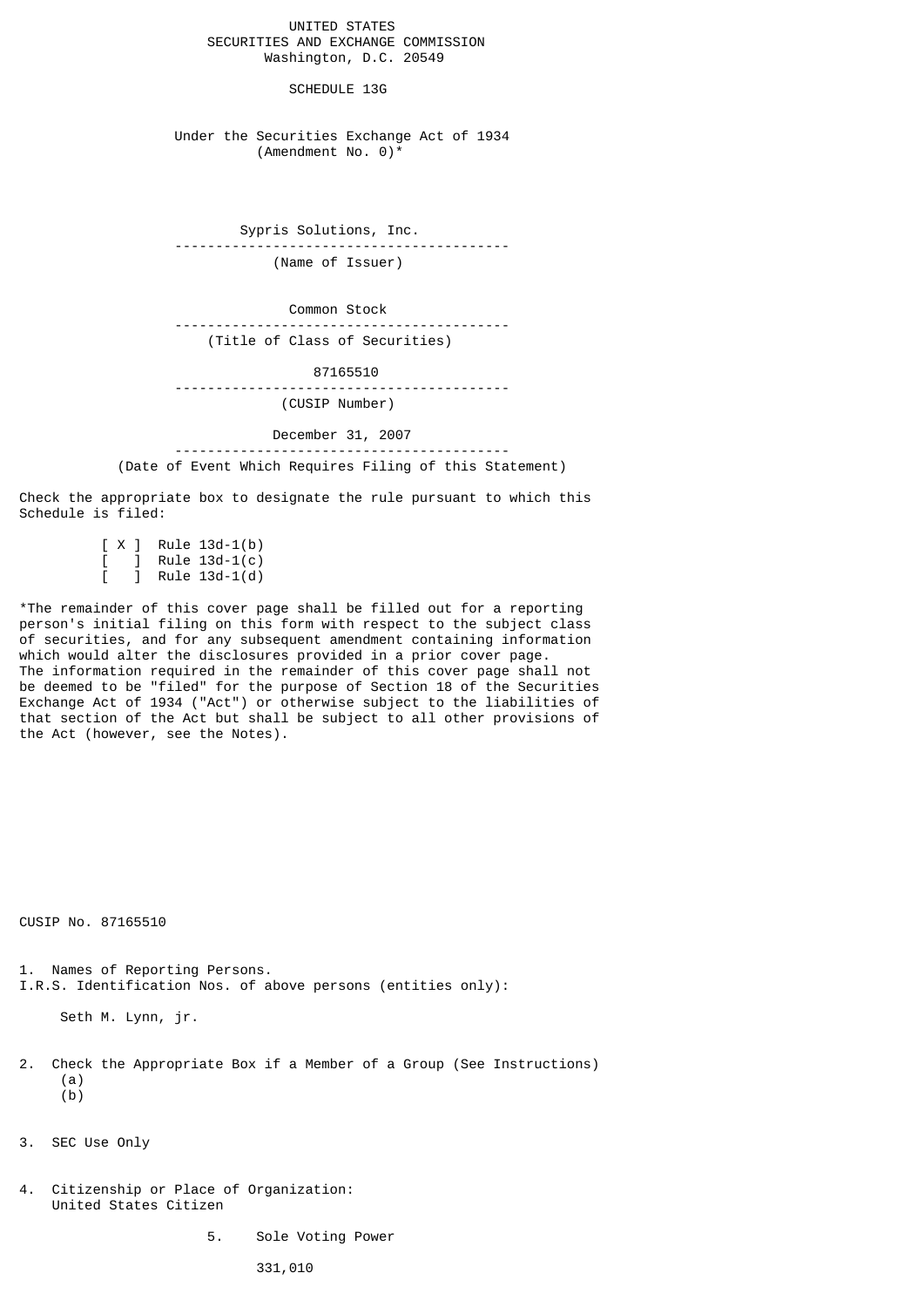UNITED STATES
SECURITIES AND EXCHANGE COMMISSION
Washington, D.C. 20549

# SCHEDULE 13G

Under the Securities Exchange Act of 1934
(Amendment No. 0)*

Sypris Solutions, Inc.

---

(Name of Issuer)

Common Stock

---

(Title of Class of Securities)

87165510

---

(CUSIP Number)

December 31, 2007

---

(Date of Event Which Requires Filing of this Statement)

Check the appropriate box to designate the rule pursuant to which this Schedule is filed:

[ X ] Rule 13d-1(b)
[ ] Rule 13d-1(c)
[ ] Rule 13d-1(d)

*The remainder of this cover page shall be filled out for a reporting person's initial filing on this form with respect to the subject class of securities, and for any subsequent amendment containing information which would alter the disclosures provided in a prior cover page. The information required in the remainder of this cover page shall not be deemed to be "filed" for the purpose of Section 18 of the Securities Exchange Act of 1934 ("Act") or otherwise subject to the liabilities of that section of the Act but shall be subject to all other provisions of the Act (however, see the Notes).

CUSIP No. 87165510

1. Names of Reporting Persons.
I.R.S. Identification Nos. of above persons (entities only):

Seth M. Lynn, jr.

2. Check the Appropriate Box if a Member of a Group (See Instructions)
(a)
(b)

3. SEC Use Only

4. Citizenship or Place of Organization:
United States Citizen

5. Sole Voting Power

331,010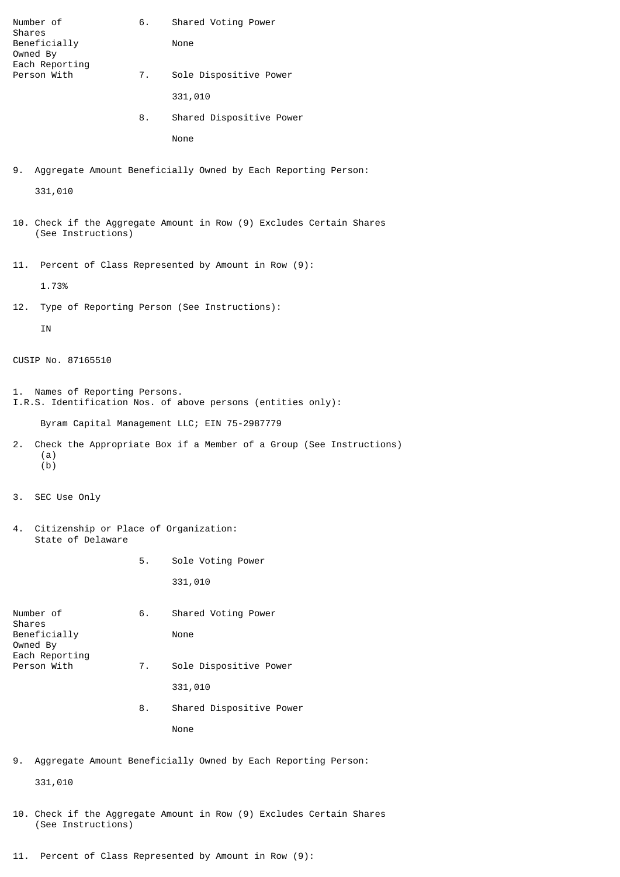| Number of Shares Beneficially Owned By Each Reporting Person With | 6. | Shared Voting Power |
|---|---|---|
| | | None |
| | 7. | Sole Dispositive Power |
| | | 331,010 |
| | 8. | Shared Dispositive Power |
| | | None |

9. Aggregate Amount Beneficially Owned by Each Reporting Person:

   331,010

10. Check if the Aggregate Amount in Row (9) Excludes Certain Shares (See Instructions)

11. Percent of Class Represented by Amount in Row (9):

    1.73%

12. Type of Reporting Person (See Instructions):

    IN

CUSIP No. 87165510

1. Names of Reporting Persons.
I.R.S. Identification Nos. of above persons (entities only):

   Byram Capital Management LLC; EIN 75-2987779

2. Check the Appropriate Box if a Member of a Group (See Instructions)
   (a)
   (b)

3. SEC Use Only

4. Citizenship or Place of Organization:
   State of Delaware

| Number of Shares Beneficially Owned By Each Reporting Person With | 5. | Sole Voting Power |
|---|---|---|
| | | 331,010 |
| | 6. | Shared Voting Power |
| | | None |
| | 7. | Sole Dispositive Power |
| | | 331,010 |
| | 8. | Shared Dispositive Power |
| | | None |

9. Aggregate Amount Beneficially Owned by Each Reporting Person:

   331,010

10. Check if the Aggregate Amount in Row (9) Excludes Certain Shares (See Instructions)

11. Percent of Class Represented by Amount in Row (9):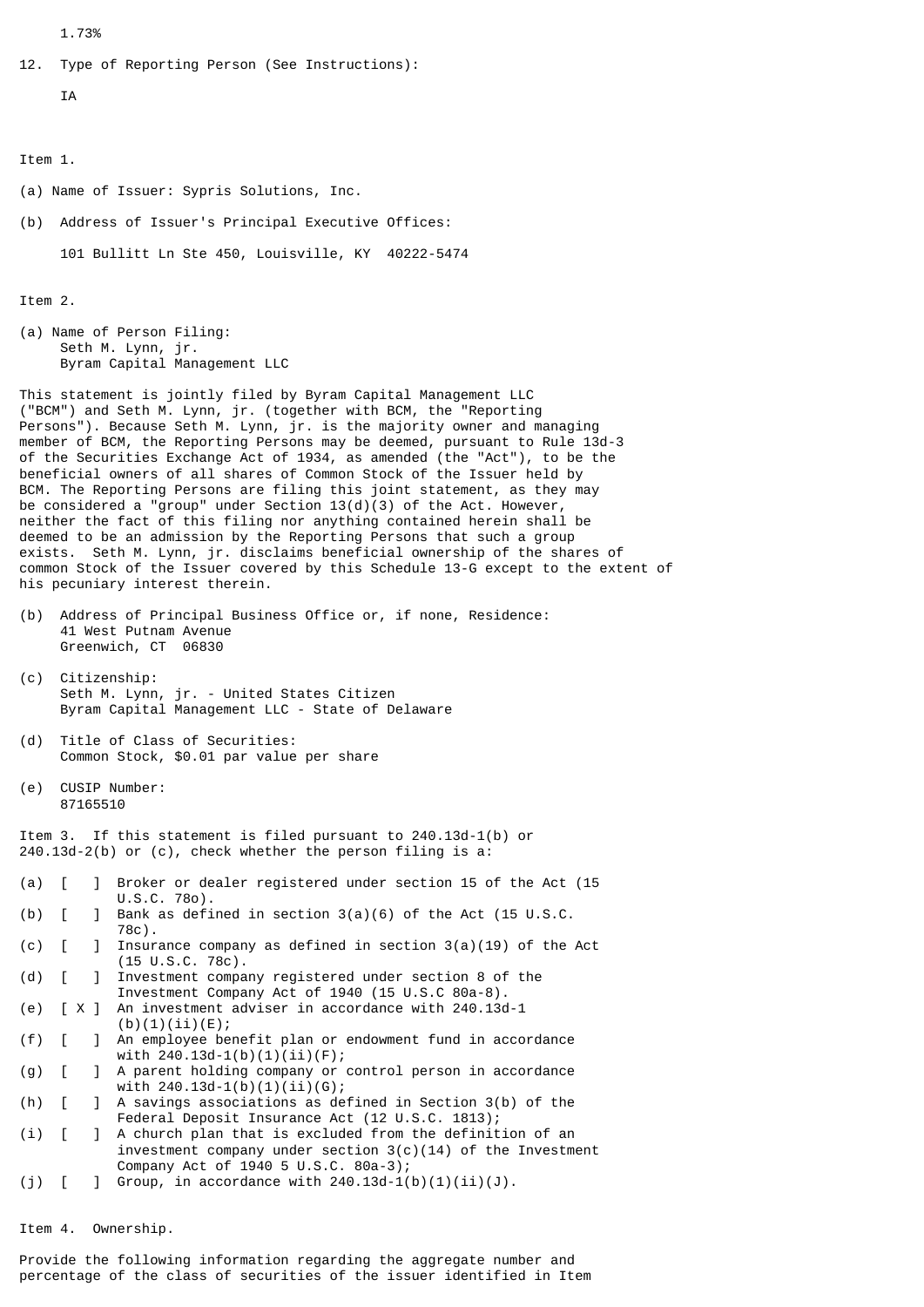1.73%

12. Type of Reporting Person (See Instructions):

IA

Item 1.

(a) Name of Issuer: Sypris Solutions, Inc.

(b) Address of Issuer's Principal Executive Offices:

101 Bullitt Ln Ste 450, Louisville, KY 40222-5474

Item 2.

(a) Name of Person Filing:
Seth M. Lynn, jr.
Byram Capital Management LLC

This statement is jointly filed by Byram Capital Management LLC ("BCM") and Seth M. Lynn, jr. (together with BCM, the "Reporting Persons"). Because Seth M. Lynn, jr. is the majority owner and managing member of BCM, the Reporting Persons may be deemed, pursuant to Rule 13d-3 of the Securities Exchange Act of 1934, as amended (the "Act"), to be the beneficial owners of all shares of Common Stock of the Issuer held by BCM. The Reporting Persons are filing this joint statement, as they may be considered a "group" under Section 13(d)(3) of the Act. However, neither the fact of this filing nor anything contained herein shall be deemed to be an admission by the Reporting Persons that such a group exists. Seth M. Lynn, jr. disclaims beneficial ownership of the shares of common Stock of the Issuer covered by this Schedule 13-G except to the extent of his pecuniary interest therein.

(b) Address of Principal Business Office or, if none, Residence:
41 West Putnam Avenue
Greenwich, CT 06830

(c) Citizenship:
Seth M. Lynn, jr. - United States Citizen
Byram Capital Management LLC - State of Delaware

(d) Title of Class of Securities:
Common Stock, $0.01 par value per share

(e) CUSIP Number:
87165510

Item 3. If this statement is filed pursuant to 240.13d-1(b) or 240.13d-2(b) or (c), check whether the person filing is a:

(a) [ ] Broker or dealer registered under section 15 of the Act (15 U.S.C. 78o).
(b) [ ] Bank as defined in section 3(a)(6) of the Act (15 U.S.C. 78c).
(c) [ ] Insurance company as defined in section 3(a)(19) of the Act (15 U.S.C. 78c).
(d) [ ] Investment company registered under section 8 of the Investment Company Act of 1940 (15 U.S.C 80a-8).
(e) [ X ] An investment adviser in accordance with 240.13d-1 (b)(1)(ii)(E);
(f) [ ] An employee benefit plan or endowment fund in accordance with 240.13d-1(b)(1)(ii)(F);
(g) [ ] A parent holding company or control person in accordance with 240.13d-1(b)(1)(ii)(G);
(h) [ ] A savings associations as defined in Section 3(b) of the Federal Deposit Insurance Act (12 U.S.C. 1813);
(i) [ ] A church plan that is excluded from the definition of an investment company under section 3(c)(14) of the Investment Company Act of 1940 5 U.S.C. 80a-3);
(j) [ ] Group, in accordance with 240.13d-1(b)(1)(ii)(J).

Item 4. Ownership.

Provide the following information regarding the aggregate number and percentage of the class of securities of the issuer identified in Item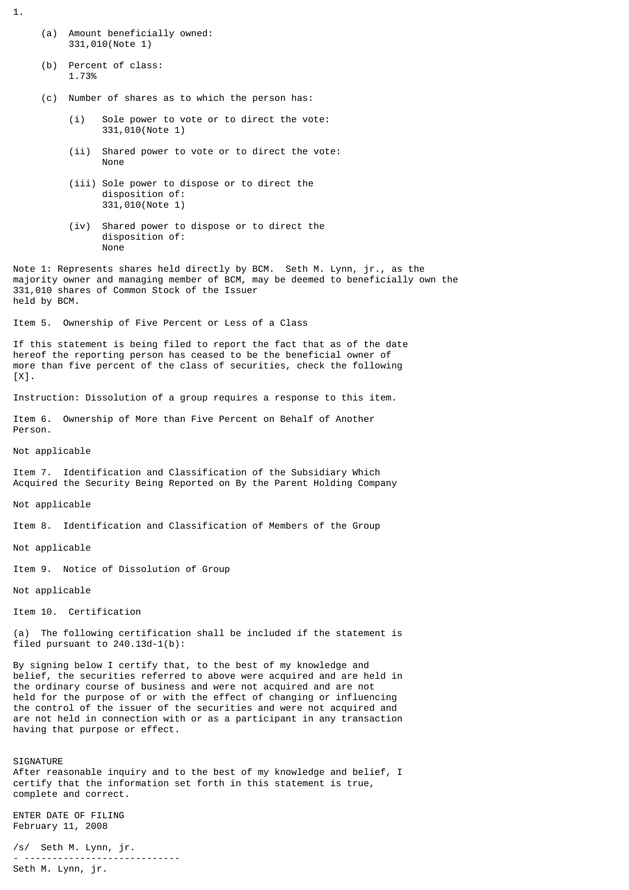1.

(a) Amount beneficially owned:
331,010(Note 1)

(b) Percent of class:
1.73%

(c) Number of shares as to which the person has:

(i) Sole power to vote or to direct the vote:
331,010(Note 1)

(ii) Shared power to vote or to direct the vote:
None

(iii) Sole power to dispose or to direct the disposition of:
331,010(Note 1)

(iv) Shared power to dispose or to direct the disposition of:
None

Note 1: Represents shares held directly by BCM. Seth M. Lynn, jr., as the majority owner and managing member of BCM, may be deemed to beneficially own the 331,010 shares of Common Stock of the Issuer held by BCM.

Item 5. Ownership of Five Percent or Less of a Class

If this statement is being filed to report the fact that as of the date hereof the reporting person has ceased to be the beneficial owner of more than five percent of the class of securities, check the following [X].

Instruction: Dissolution of a group requires a response to this item.

Item 6. Ownership of More than Five Percent on Behalf of Another Person.

Not applicable

Item 7. Identification and Classification of the Subsidiary Which Acquired the Security Being Reported on By the Parent Holding Company

Not applicable

Item 8. Identification and Classification of Members of the Group

Not applicable

Item 9. Notice of Dissolution of Group

Not applicable

Item 10. Certification

(a) The following certification shall be included if the statement is filed pursuant to 240.13d-1(b):

By signing below I certify that, to the best of my knowledge and belief, the securities referred to above were acquired and are held in the ordinary course of business and were not acquired and are not held for the purpose of or with the effect of changing or influencing the control of the issuer of the securities and were not acquired and are not held in connection with or as a participant in any transaction having that purpose or effect.

SIGNATURE
After reasonable inquiry and to the best of my knowledge and belief, I certify that the information set forth in this statement is true, complete and correct.

ENTER DATE OF FILING
February 11, 2008

/s/ Seth M. Lynn, jr.
- ----------------------------
Seth M. Lynn, jr.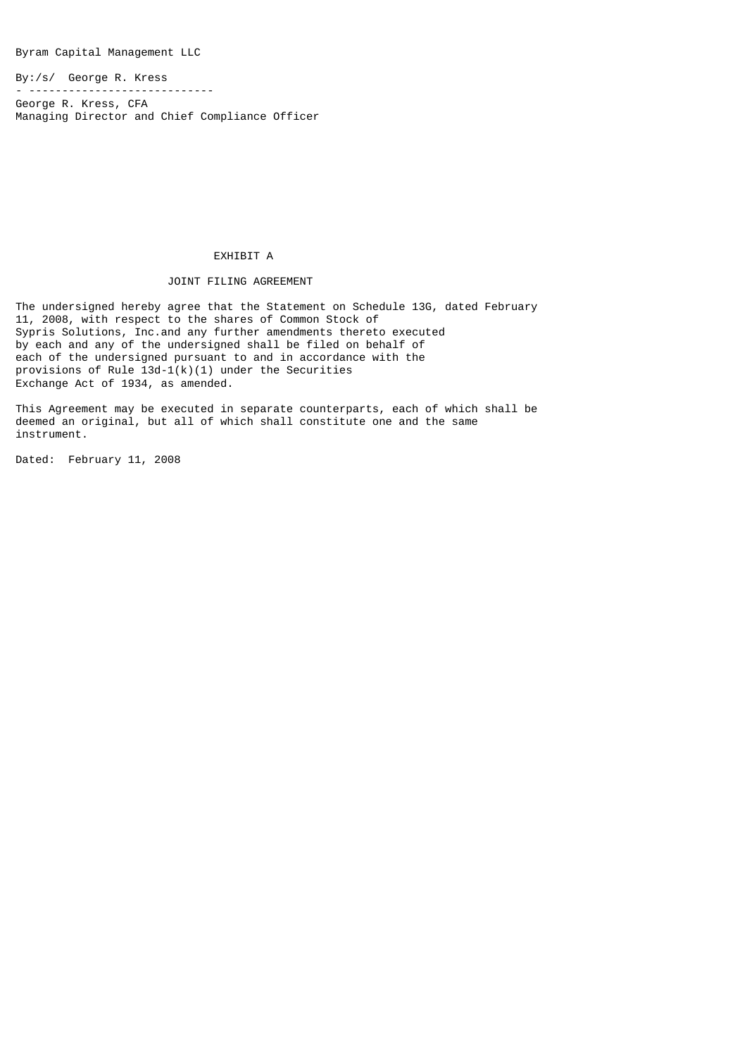Byram Capital Management LLC

By:/s/ George R. Kress

- ----------------------------

George R. Kress, CFA
Managing Director and Chief Compliance Officer

EXHIBIT A

JOINT FILING AGREEMENT

The undersigned hereby agree that the Statement on Schedule 13G, dated February 11, 2008, with respect to the shares of Common Stock of Sypris Solutions, Inc.and any further amendments thereto executed by each and any of the undersigned shall be filed on behalf of each of the undersigned pursuant to and in accordance with the provisions of Rule 13d-1(k)(1) under the Securities Exchange Act of 1934, as amended.

This Agreement may be executed in separate counterparts, each of which shall be deemed an original, but all of which shall constitute one and the same instrument.

Dated: February 11, 2008